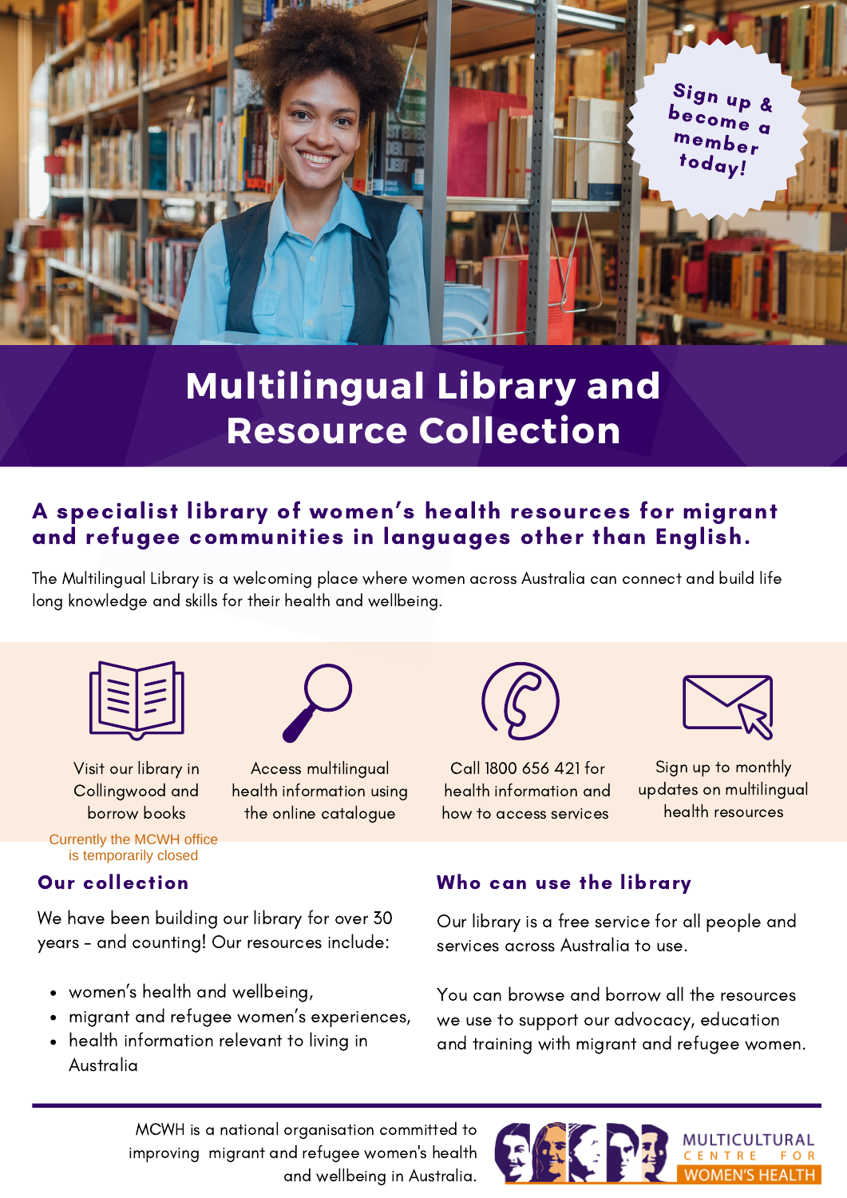Sign up & become a member today!

# Multilingual Library and Resource Collection

## A specialist library of women's health resources for migrant and refugee communities in languages other than English.

The Multilingual Library is a welcoming place where women across Australia can connect and build life long knowledge and skills for their health and wellbeing.

Visit our library in Collingwood and borrow books

Currently the MCWH office is temporarily closed

Access multilingual health information using the online catalogue

Call 1800 656 421 for health information and how to access services

Sign up to monthly updates on multilingual health resources

### Our collection

We have been building our library for over 30 years - and counting! Our resources include:

- women's health and wellbeing,
- migrant and refugee women's experiences,
- health information relevant to living in Australia

### Who can use the library

Our library is a free service for all people and services across Australia to use.

You can browse and borrow all the resources we use to support our advocacy, education and training with migrant and refugee women.

MCWH is a national organisation committed to improving migrant and refugee women's health and wellbeing in Australia.

MULTICULTURAL CENTRE FOR WOMEN'S HEALTH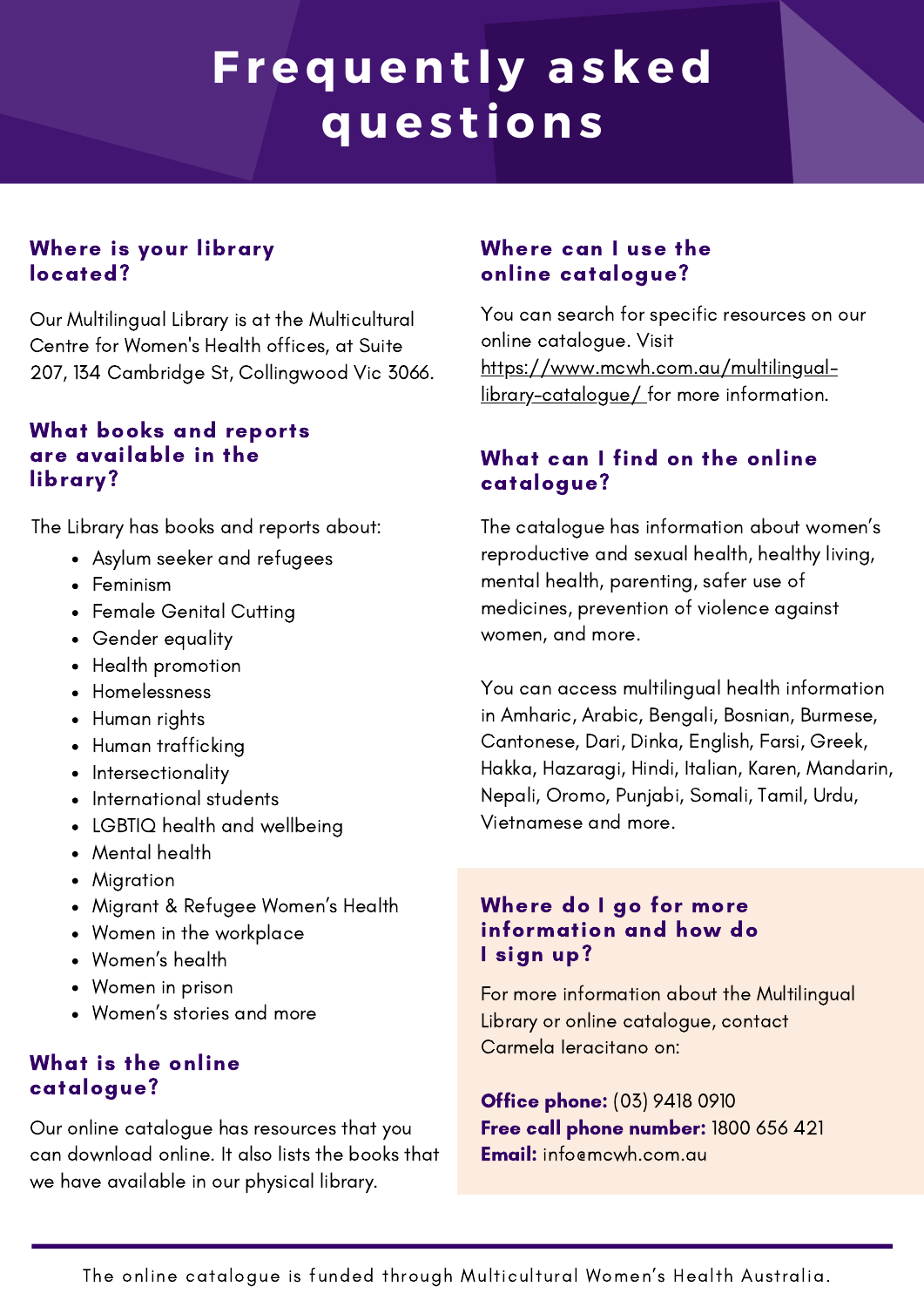# Frequently asked questions

## Where is your library located?

Our Multilingual Library is at the Multicultural Centre for Women's Health offices, at Suite 207, 134 Cambridge St, Collingwood Vic 3066.

## What books and reports are available in the library?

The Library has books and reports about:

- Asylum seeker and refugees
- Feminism
- Female Genital Cutting
- Gender equality
- Health promotion
- Homelessness
- Human rights
- Human trafficking
- Intersectionality
- International students
- LGBTIQ health and wellbeing
- Mental health
- Migration
- Migrant & Refugee Women's Health
- Women in the workplace
- Women's health
- Women in prison
- Women's stories and more

## What is the online catalogue?

Our online catalogue has resources that you can download online. It also lists the books that we have available in our physical library.

## Where can I use the online catalogue?

You can search for specific resources on our online catalogue. Visit https://www.mcwh.com.au/multilingual-library-catalogue/ for more information.

## What can I find on the online catalogue?

The catalogue has information about women's reproductive and sexual health, healthy living, mental health, parenting, safer use of medicines, prevention of violence against women, and more.

You can access multilingual health information in Amharic, Arabic, Bengali, Bosnian, Burmese, Cantonese, Dari, Dinka, English, Farsi, Greek, Hakka, Hazaragi, Hindi, Italian, Karen, Mandarin, Nepali, Oromo, Punjabi, Somali, Tamil, Urdu, Vietnamese and more.

## Where do I go for more information and how do I sign up?

For more information about the Multilingual Library or online catalogue, contact Carmela Ieracitano on:

**Office phone:** (03) 9418 0910
**Free call phone number:** 1800 656 421
**Email:** info@mcwh.com.au

The online catalogue is funded through Multicultural Women's Health Australia.